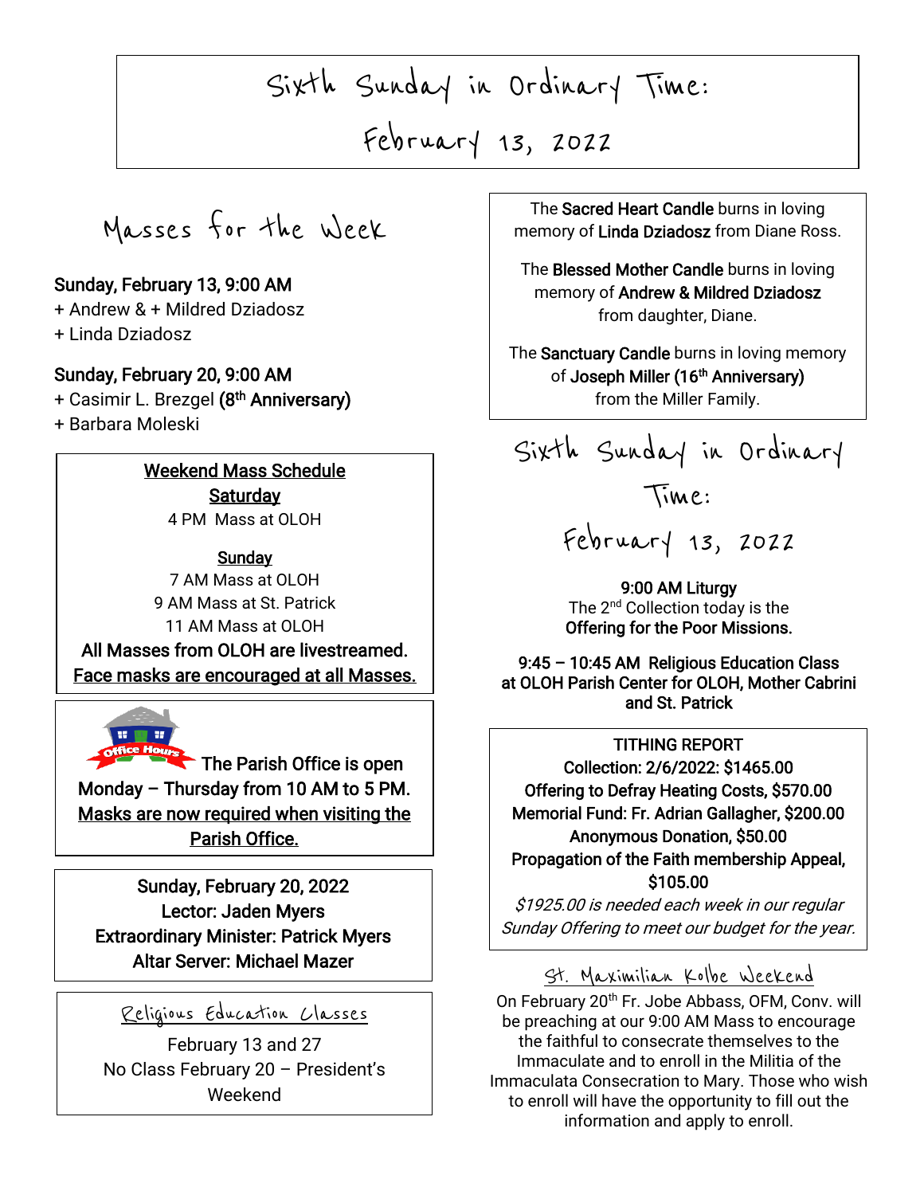# Sixth Sunday in Ordinary Time: February 13, 2022

## Masses for the Week

**Sunday, February 13, 9:00 AM**
+ Andrew & + Mildred Dziadosz
+ Linda Dziadosz

**Sunday, February 20, 9:00 AM**
+ Casimir L. Brezgel (8th Anniversary)
+ Barbara Moleski

**Weekend Mass Schedule**

**Saturday**
4 PM Mass at OLOH

**Sunday**
7 AM Mass at OLOH
9 AM Mass at St. Patrick
11 AM Mass at OLOH

**All Masses from OLOH are livestreamed.**
**Face masks are encouraged at all Masses.**

Office Hours

**The Parish Office is open Monday – Thursday from 10 AM to 5 PM.**
**Masks are now required when visiting the Parish Office.**

**Sunday, February 20, 2022**
**Lector: Jaden Myers**
**Extraordinary Minister: Patrick Myers**
**Altar Server: Michael Mazer**

### Religious Education Classes

February 13 and 27
No Class February 20 – President's Weekend

The **Sacred Heart Candle** burns in loving memory of **Linda Dziadosz** from Diane Ross.

The **Blessed Mother Candle** burns in loving memory of **Andrew & Mildred Dziadosz** from daughter, Diane.

The **Sanctuary Candle** burns in loving memory of **Joseph Miller (16th Anniversary)** from the Miller Family.

## Sixth Sunday in Ordinary Time: February 13, 2022

**9:00 AM Liturgy**
The 2nd Collection today is the **Offering for the Poor Missions.**

**9:45 – 10:45 AM Religious Education Class at OLOH Parish Center for OLOH, Mother Cabrini and St. Patrick**

**TITHING REPORT**
**Collection: 2/6/2022: $1465.00**
**Offering to Defray Heating Costs, $570.00**
**Memorial Fund: Fr. Adrian Gallagher, $200.00**
**Anonymous Donation, $50.00**
**Propagation of the Faith membership Appeal, $105.00**
*$1925.00 is needed each week in our regular Sunday Offering to meet our budget for the year.*

### St. Maximilian Kolbe Weekend

On February 20th Fr. Jobe Abbass, OFM, Conv. will be preaching at our 9:00 AM Mass to encourage the faithful to consecrate themselves to the Immaculate and to enroll in the Militia of the Immaculata Consecration to Mary. Those who wish to enroll will have the opportunity to fill out the information and apply to enroll.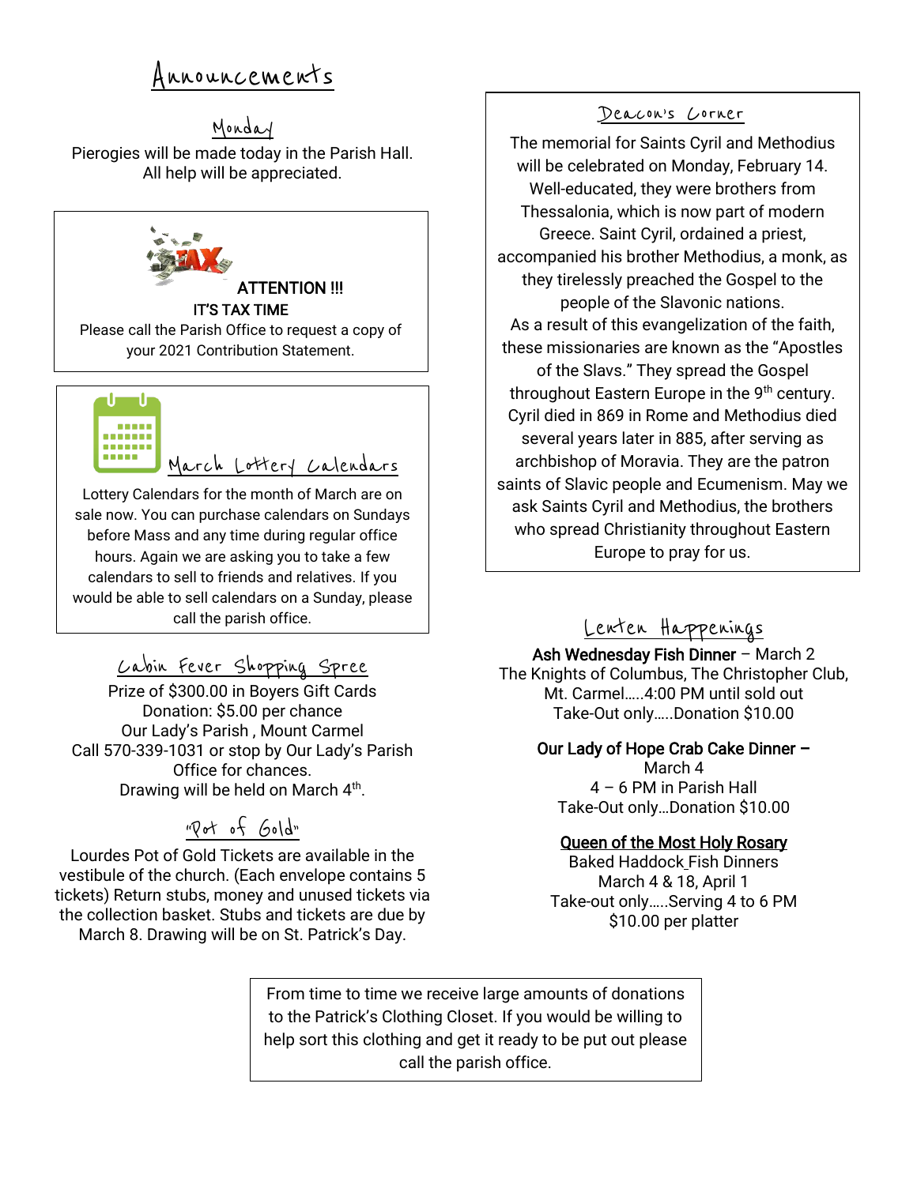# Announcements

## Monday

Pierogies will be made today in the Parish Hall. All help will be appreciated.

**ATTENTION !!!**

**IT'S TAX TIME**

Please call the Parish Office to request a copy of your 2021 Contribution Statement.

## March Lottery Calendars

Lottery Calendars for the month of March are on sale now. You can purchase calendars on Sundays before Mass and any time during regular office hours. Again we are asking you to take a few calendars to sell to friends and relatives. If you would be able to sell calendars on a Sunday, please call the parish office.

## Cabin Fever Shopping Spree

Prize of $300.00 in Boyers Gift Cards
Donation: $5.00 per chance
Our Lady's Parish , Mount Carmel
Call 570-339-1031 or stop by Our Lady's Parish Office for chances.
Drawing will be held on March 4th.

## "Pot of Gold"

Lourdes Pot of Gold Tickets are available in the vestibule of the church. (Each envelope contains 5 tickets) Return stubs, money and unused tickets via the collection basket. Stubs and tickets are due by March 8. Drawing will be on St. Patrick's Day.

## Deacon's Corner

The memorial for Saints Cyril and Methodius will be celebrated on Monday, February 14. Well-educated, they were brothers from Thessalonia, which is now part of modern Greece. Saint Cyril, ordained a priest, accompanied his brother Methodius, a monk, as they tirelessly preached the Gospel to the people of the Slavonic nations.
As a result of this evangelization of the faith, these missionaries are known as the "Apostles of the Slavs." They spread the Gospel throughout Eastern Europe in the 9th century. Cyril died in 869 in Rome and Methodius died several years later in 885, after serving as archbishop of Moravia. They are the patron saints of Slavic people and Ecumenism. May we ask Saints Cyril and Methodius, the brothers who spread Christianity throughout Eastern Europe to pray for us.

## Lenten Happenings

**Ash Wednesday Fish Dinner** – March 2
The Knights of Columbus, The Christopher Club, Mt. Carmel…..4:00 PM until sold out
Take-Out only…..Donation $10.00

**Our Lady of Hope Crab Cake Dinner –**
March 4
4 – 6 PM in Parish Hall
Take-Out only…Donation $10.00

**Queen of the Most Holy Rosary**
Baked Haddock Fish Dinners
March 4 & 18, April 1
Take-out only…..Serving 4 to 6 PM
$10.00 per platter

From time to time we receive large amounts of donations to the Patrick's Clothing Closet. If you would be willing to help sort this clothing and get it ready to be put out please call the parish office.